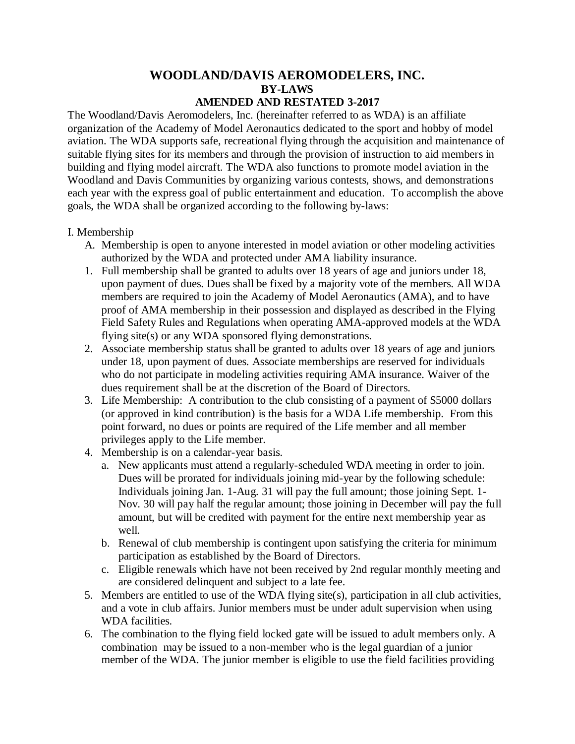# WOODLAND/DAVIS AEROMODELERS, INC.

## BY-LAWS

## AMENDED AND RESTATED 3-2017

The Woodland/Davis Aeromodelers, Inc. (hereinafter referred to as WDA) is an affiliate organization of the Academy of Model Aeronautics dedicated to the sport and hobby of model aviation. The WDA supports safe, recreational flying through the acquisition and maintenance of suitable flying sites for its members and through the provision of instruction to aid members in building and flying model aircraft. The WDA also functions to promote model aviation in the Woodland and Davis Communities by organizing various contests, shows, and demonstrations each year with the express goal of public entertainment and education. To accomplish the above goals, the WDA shall be organized according to the following by-laws:

I. Membership

A. Membership is open to anyone interested in model aviation or other modeling activities authorized by the WDA and protected under AMA liability insurance.

1. Full membership shall be granted to adults over 18 years of age and juniors under 18, upon payment of dues. Dues shall be fixed by a majority vote of the members. All WDA members are required to join the Academy of Model Aeronautics (AMA), and to have proof of AMA membership in their possession and displayed as described in the Flying Field Safety Rules and Regulations when operating AMA-approved models at the WDA flying site(s) or any WDA sponsored flying demonstrations.
2. Associate membership status shall be granted to adults over 18 years of age and juniors under 18, upon payment of dues. Associate memberships are reserved for individuals who do not participate in modeling activities requiring AMA insurance. Waiver of the dues requirement shall be at the discretion of the Board of Directors.
3. Life Membership: A contribution to the club consisting of a payment of $5000 dollars (or approved in kind contribution) is the basis for a WDA Life membership. From this point forward, no dues or points are required of the Life member and all member privileges apply to the Life member.
4. Membership is on a calendar-year basis.
   a. New applicants must attend a regularly-scheduled WDA meeting in order to join. Dues will be prorated for individuals joining mid-year by the following schedule: Individuals joining Jan. 1-Aug. 31 will pay the full amount; those joining Sept. 1-Nov. 30 will pay half the regular amount; those joining in December will pay the full amount, but will be credited with payment for the entire next membership year as well.
   b. Renewal of club membership is contingent upon satisfying the criteria for minimum participation as established by the Board of Directors.
   c. Eligible renewals which have not been received by 2nd regular monthly meeting and are considered delinquent and subject to a late fee.
5. Members are entitled to use of the WDA flying site(s), participation in all club activities, and a vote in club affairs. Junior members must be under adult supervision when using WDA facilities.
6. The combination to the flying field locked gate will be issued to adult members only. A combination may be issued to a non-member who is the legal guardian of a junior member of the WDA. The junior member is eligible to use the field facilities providing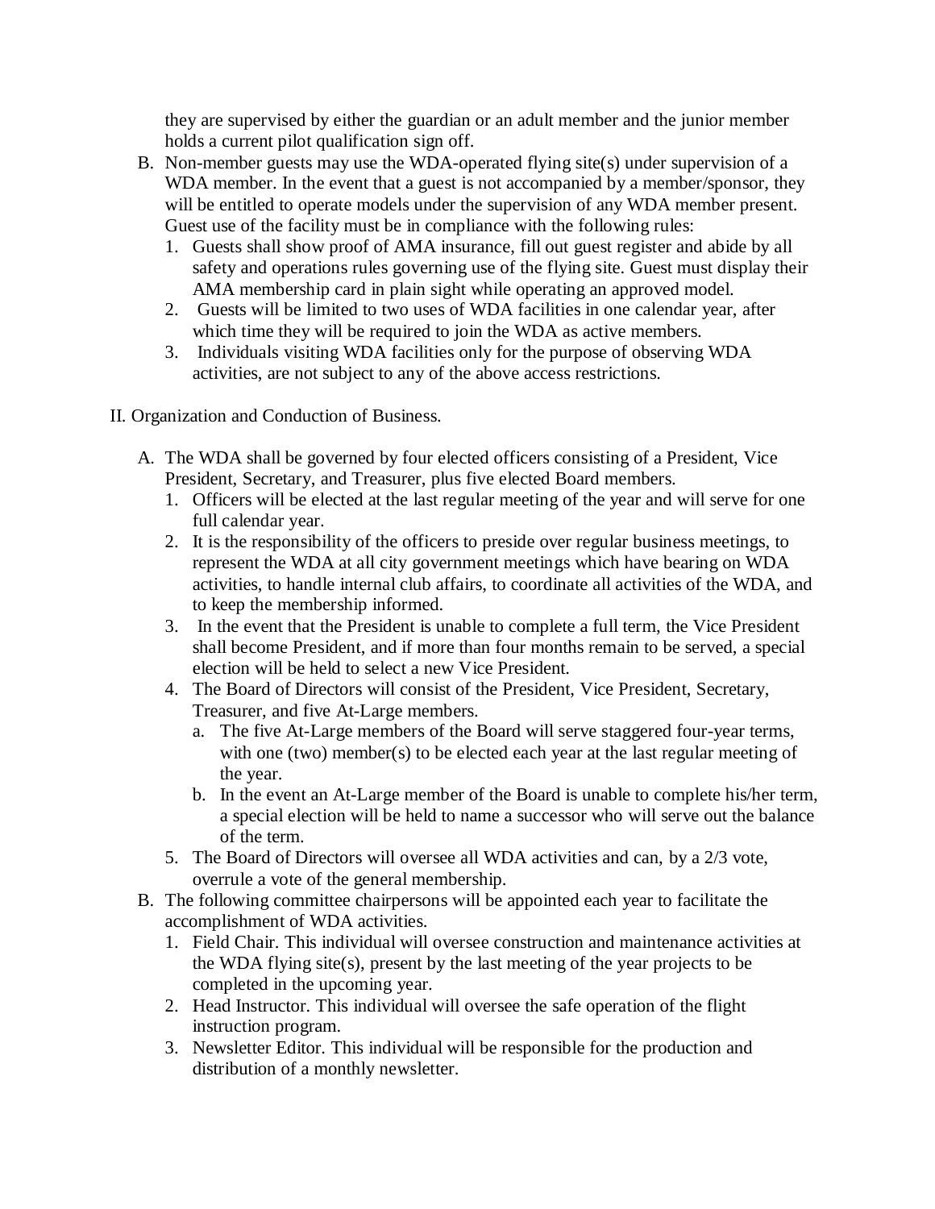they are supervised by either the guardian or an adult member and the junior member holds a current pilot qualification sign off.

B. Non-member guests may use the WDA-operated flying site(s) under supervision of a WDA member. In the event that a guest is not accompanied by a member/sponsor, they will be entitled to operate models under the supervision of any WDA member present. Guest use of the facility must be in compliance with the following rules:
   1. Guests shall show proof of AMA insurance, fill out guest register and abide by all safety and operations rules governing use of the flying site. Guest must display their AMA membership card in plain sight while operating an approved model.
   2. Guests will be limited to two uses of WDA facilities in one calendar year, after which time they will be required to join the WDA as active members.
   3. Individuals visiting WDA facilities only for the purpose of observing WDA activities, are not subject to any of the above access restrictions.

II. Organization and Conduction of Business.

A. The WDA shall be governed by four elected officers consisting of a President, Vice President, Secretary, and Treasurer, plus five elected Board members.
   1. Officers will be elected at the last regular meeting of the year and will serve for one full calendar year.
   2. It is the responsibility of the officers to preside over regular business meetings, to represent the WDA at all city government meetings which have bearing on WDA activities, to handle internal club affairs, to coordinate all activities of the WDA, and to keep the membership informed.
   3. In the event that the President is unable to complete a full term, the Vice President shall become President, and if more than four months remain to be served, a special election will be held to select a new Vice President.
   4. The Board of Directors will consist of the President, Vice President, Secretary, Treasurer, and five At-Large members.
      a. The five At-Large members of the Board will serve staggered four-year terms, with one (two) member(s) to be elected each year at the last regular meeting of the year.
      b. In the event an At-Large member of the Board is unable to complete his/her term, a special election will be held to name a successor who will serve out the balance of the term.
   5. The Board of Directors will oversee all WDA activities and can, by a 2/3 vote, overrule a vote of the general membership.

B. The following committee chairpersons will be appointed each year to facilitate the accomplishment of WDA activities.
   1. Field Chair. This individual will oversee construction and maintenance activities at the WDA flying site(s), present by the last meeting of the year projects to be completed in the upcoming year.
   2. Head Instructor. This individual will oversee the safe operation of the flight instruction program.
   3. Newsletter Editor. This individual will be responsible for the production and distribution of a monthly newsletter.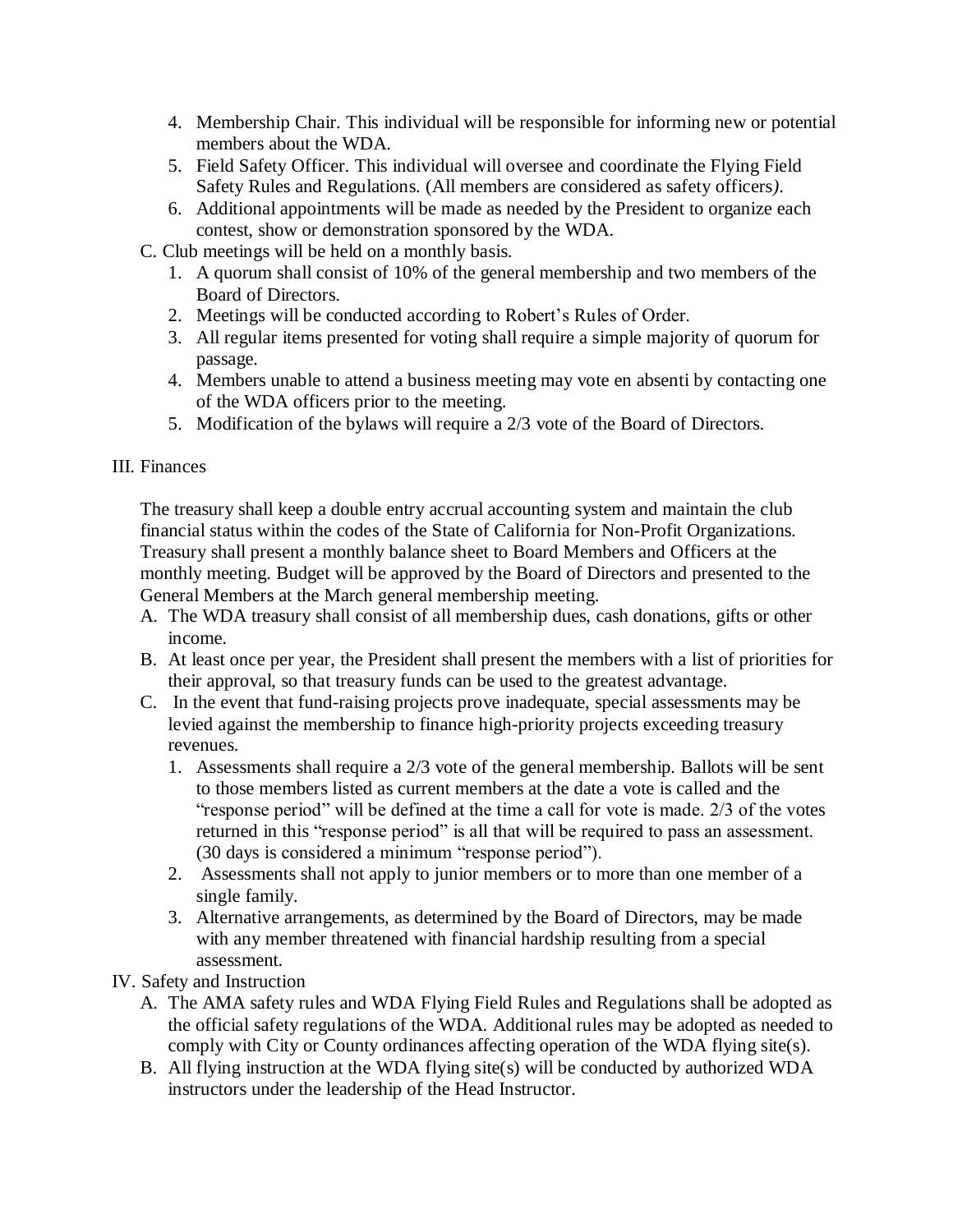4. Membership Chair. This individual will be responsible for informing new or potential members about the WDA.
5. Field Safety Officer. This individual will oversee and coordinate the Flying Field Safety Rules and Regulations. (All members are considered as safety officers*)*.
6. Additional appointments will be made as needed by the President to organize each contest, show or demonstration sponsored by the WDA.

C. Club meetings will be held on a monthly basis.

1. A quorum shall consist of 10% of the general membership and two members of the Board of Directors.
2. Meetings will be conducted according to Robert's Rules of Order.
3. All regular items presented for voting shall require a simple majority of quorum for passage.
4. Members unable to attend a business meeting may vote en absenti by contacting one of the WDA officers prior to the meeting.
5. Modification of the bylaws will require a 2/3 vote of the Board of Directors.

## III. Finances

The treasury shall keep a double entry accrual accounting system and maintain the club financial status within the codes of the State of California for Non-Profit Organizations. Treasury shall present a monthly balance sheet to Board Members and Officers at the monthly meeting. Budget will be approved by the Board of Directors and presented to the General Members at the March general membership meeting.

A. The WDA treasury shall consist of all membership dues, cash donations, gifts or other income.

B. At least once per year, the President shall present the members with a list of priorities for their approval, so that treasury funds can be used to the greatest advantage.

C. In the event that fund-raising projects prove inadequate, special assessments may be levied against the membership to finance high-priority projects exceeding treasury revenues.

1. Assessments shall require a 2/3 vote of the general membership. Ballots will be sent to those members listed as current members at the date a vote is called and the "response period" will be defined at the time a call for vote is made. 2/3 of the votes returned in this "response period" is all that will be required to pass an assessment. (30 days is considered a minimum "response period").
2. Assessments shall not apply to junior members or to more than one member of a single family.
3. Alternative arrangements, as determined by the Board of Directors, may be made with any member threatened with financial hardship resulting from a special assessment.

## IV. Safety and Instruction

A. The AMA safety rules and WDA Flying Field Rules and Regulations shall be adopted as the official safety regulations of the WDA. Additional rules may be adopted as needed to comply with City or County ordinances affecting operation of the WDA flying site(s).

B. All flying instruction at the WDA flying site(s) will be conducted by authorized WDA instructors under the leadership of the Head Instructor.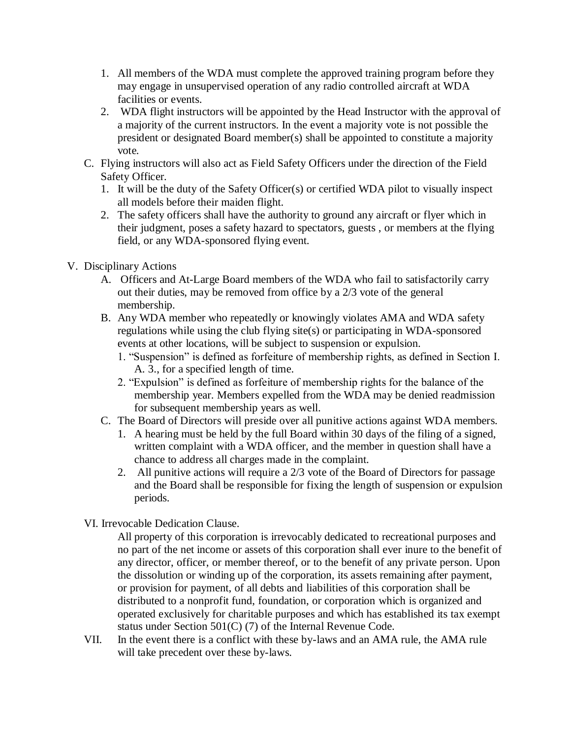1. All members of the WDA must complete the approved training program before they may engage in unsupervised operation of any radio controlled aircraft at WDA facilities or events.
2. WDA flight instructors will be appointed by the Head Instructor with the approval of a majority of the current instructors. In the event a majority vote is not possible the president or designated Board member(s) shall be appointed to constitute a majority vote.

C. Flying instructors will also act as Field Safety Officers under the direction of the Field Safety Officer.

1. It will be the duty of the Safety Officer(s) or certified WDA pilot to visually inspect all models before their maiden flight.
2. The safety officers shall have the authority to ground any aircraft or flyer which in their judgment, poses a safety hazard to spectators, guests , or members at the flying field, or any WDA-sponsored flying event.

V. Disciplinary Actions

A. Officers and At-Large Board members of the WDA who fail to satisfactorily carry out their duties, may be removed from office by a 2/3 vote of the general membership.

B. Any WDA member who repeatedly or knowingly violates AMA and WDA safety regulations while using the club flying site(s) or participating in WDA-sponsored events at other locations, will be subject to suspension or expulsion.

1. "Suspension" is defined as forfeiture of membership rights, as defined in Section I. A. 3., for a specified length of time.
2. "Expulsion" is defined as forfeiture of membership rights for the balance of the membership year. Members expelled from the WDA may be denied readmission for subsequent membership years as well.

C. The Board of Directors will preside over all punitive actions against WDA members.

1. A hearing must be held by the full Board within 30 days of the filing of a signed, written complaint with a WDA officer, and the member in question shall have a chance to address all charges made in the complaint.
2. All punitive actions will require a 2/3 vote of the Board of Directors for passage and the Board shall be responsible for fixing the length of suspension or expulsion periods.

VI. Irrevocable Dedication Clause.

All property of this corporation is irrevocably dedicated to recreational purposes and no part of the net income or assets of this corporation shall ever inure to the benefit of any director, officer, or member thereof, or to the benefit of any private person. Upon the dissolution or winding up of the corporation, its assets remaining after payment, or provision for payment, of all debts and liabilities of this corporation shall be distributed to a nonprofit fund, foundation, or corporation which is organized and operated exclusively for charitable purposes and which has established its tax exempt status under Section 501(C) (7) of the Internal Revenue Code.

VII. In the event there is a conflict with these by-laws and an AMA rule, the AMA rule will take precedent over these by-laws.